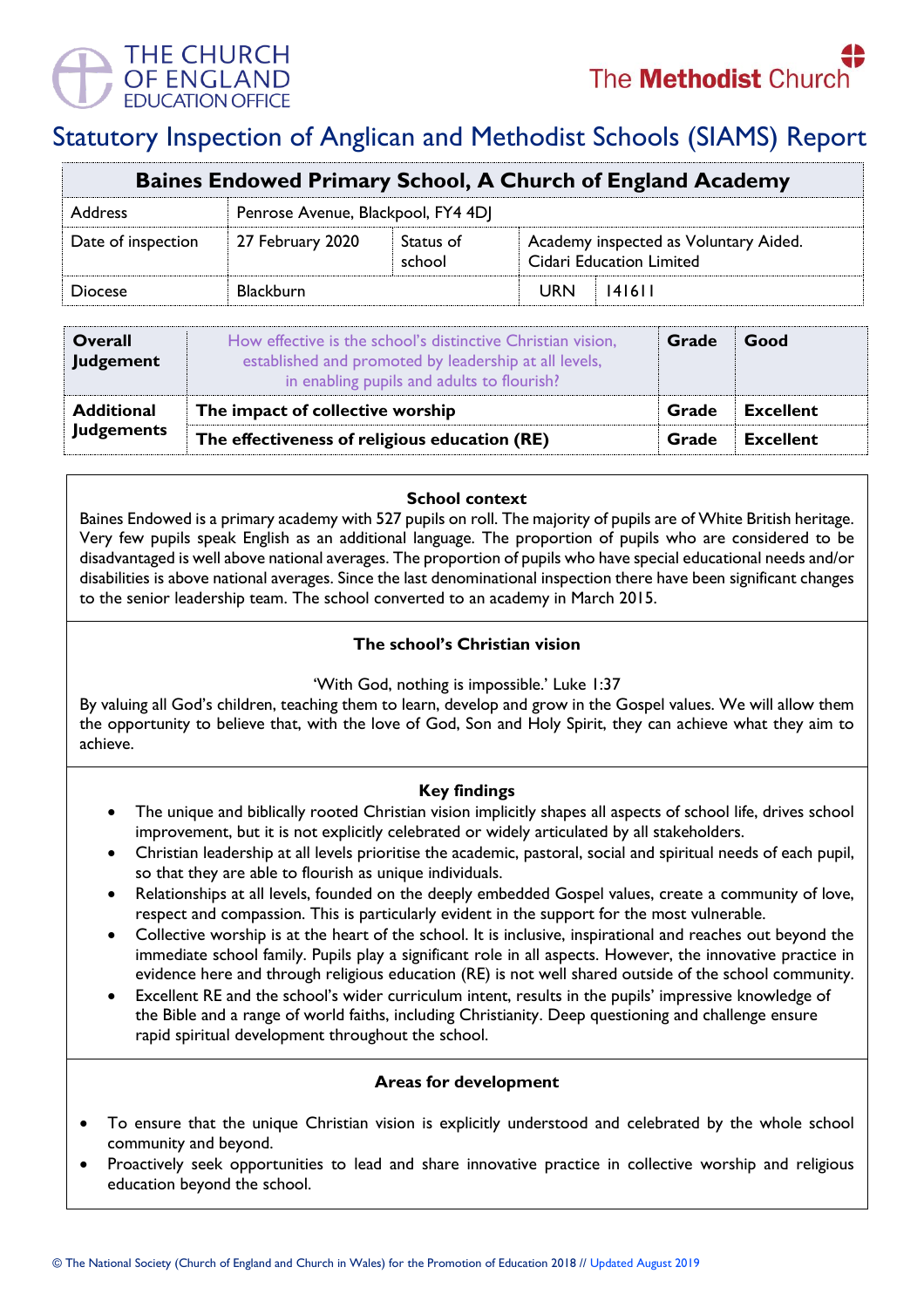THE CHURCH OF ENGLAND EDUCATION OFFICE

The Methodist Church

# Statutory Inspection of Anglican and Methodist Schools (SIAMS) Report

| Baines Endowed Primary School, A Church of England Academy | | | | |
|---|---|---|---|---|
| Address | Penrose Avenue, Blackpool, FY4 4DJ | | | |
| Date of inspection | 27 February 2020 | Status of school | Academy inspected as Voluntary Aided. Cidari Education Limited | |
| Diocese | Blackburn | | URN | 141611 |

| | | | |
|---|---|---|---|
| **Overall Judgement** | How effective is the school's distinctive Christian vision, established and promoted by leadership at all levels, in enabling pupils and adults to flourish? | **Grade** | **Good** |
| **Additional Judgements** | **The impact of collective worship** | **Grade** | **Excellent** |
| | **The effectiveness of religious education (RE)** | **Grade** | **Excellent** |

### School context

Baines Endowed is a primary academy with 527 pupils on roll. The majority of pupils are of White British heritage. Very few pupils speak English as an additional language. The proportion of pupils who are considered to be disadvantaged is well above national averages. The proportion of pupils who have special educational needs and/or disabilities is above national averages. Since the last denominational inspection there have been significant changes to the senior leadership team. The school converted to an academy in March 2015.

### The school's Christian vision

'With God, nothing is impossible.' Luke 1:37

By valuing all God's children, teaching them to learn, develop and grow in the Gospel values. We will allow them the opportunity to believe that, with the love of God, Son and Holy Spirit, they can achieve what they aim to achieve.

### Key findings

- The unique and biblically rooted Christian vision implicitly shapes all aspects of school life, drives school improvement, but it is not explicitly celebrated or widely articulated by all stakeholders.
- Christian leadership at all levels prioritise the academic, pastoral, social and spiritual needs of each pupil, so that they are able to flourish as unique individuals.
- Relationships at all levels, founded on the deeply embedded Gospel values, create a community of love, respect and compassion. This is particularly evident in the support for the most vulnerable.
- Collective worship is at the heart of the school. It is inclusive, inspirational and reaches out beyond the immediate school family. Pupils play a significant role in all aspects. However, the innovative practice in evidence here and through religious education (RE) is not well shared outside of the school community.
- Excellent RE and the school's wider curriculum intent, results in the pupils' impressive knowledge of the Bible and a range of world faiths, including Christianity. Deep questioning and challenge ensure rapid spiritual development throughout the school.

### Areas for development

- To ensure that the unique Christian vision is explicitly understood and celebrated by the whole school community and beyond.
- Proactively seek opportunities to lead and share innovative practice in collective worship and religious education beyond the school.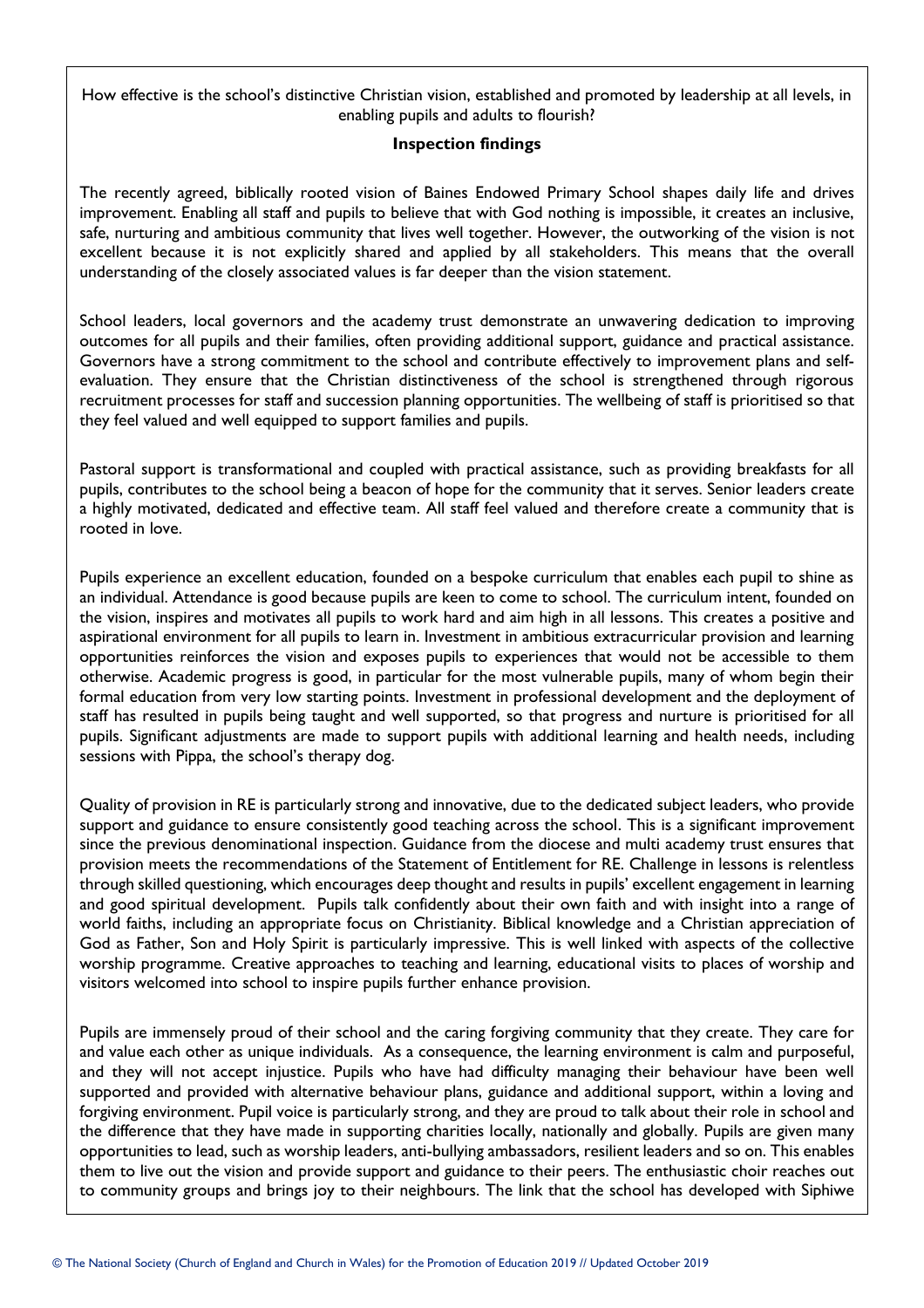How effective is the school's distinctive Christian vision, established and promoted by leadership at all levels, in enabling pupils and adults to flourish?

**Inspection findings**

The recently agreed, biblically rooted vision of Baines Endowed Primary School shapes daily life and drives improvement. Enabling all staff and pupils to believe that with God nothing is impossible, it creates an inclusive, safe, nurturing and ambitious community that lives well together. However, the outworking of the vision is not excellent because it is not explicitly shared and applied by all stakeholders. This means that the overall understanding of the closely associated values is far deeper than the vision statement.

School leaders, local governors and the academy trust demonstrate an unwavering dedication to improving outcomes for all pupils and their families, often providing additional support, guidance and practical assistance. Governors have a strong commitment to the school and contribute effectively to improvement plans and self-evaluation. They ensure that the Christian distinctiveness of the school is strengthened through rigorous recruitment processes for staff and succession planning opportunities. The wellbeing of staff is prioritised so that they feel valued and well equipped to support families and pupils.

Pastoral support is transformational and coupled with practical assistance, such as providing breakfasts for all pupils, contributes to the school being a beacon of hope for the community that it serves. Senior leaders create a highly motivated, dedicated and effective team. All staff feel valued and therefore create a community that is rooted in love.

Pupils experience an excellent education, founded on a bespoke curriculum that enables each pupil to shine as an individual. Attendance is good because pupils are keen to come to school. The curriculum intent, founded on the vision, inspires and motivates all pupils to work hard and aim high in all lessons. This creates a positive and aspirational environment for all pupils to learn in. Investment in ambitious extracurricular provision and learning opportunities reinforces the vision and exposes pupils to experiences that would not be accessible to them otherwise. Academic progress is good, in particular for the most vulnerable pupils, many of whom begin their formal education from very low starting points. Investment in professional development and the deployment of staff has resulted in pupils being taught and well supported, so that progress and nurture is prioritised for all pupils. Significant adjustments are made to support pupils with additional learning and health needs, including sessions with Pippa, the school's therapy dog.

Quality of provision in RE is particularly strong and innovative, due to the dedicated subject leaders, who provide support and guidance to ensure consistently good teaching across the school. This is a significant improvement since the previous denominational inspection. Guidance from the diocese and multi academy trust ensures that provision meets the recommendations of the Statement of Entitlement for RE. Challenge in lessons is relentless through skilled questioning, which encourages deep thought and results in pupils' excellent engagement in learning and good spiritual development. Pupils talk confidently about their own faith and with insight into a range of world faiths, including an appropriate focus on Christianity. Biblical knowledge and a Christian appreciation of God as Father, Son and Holy Spirit is particularly impressive. This is well linked with aspects of the collective worship programme. Creative approaches to teaching and learning, educational visits to places of worship and visitors welcomed into school to inspire pupils further enhance provision.

Pupils are immensely proud of their school and the caring forgiving community that they create. They care for and value each other as unique individuals. As a consequence, the learning environment is calm and purposeful, and they will not accept injustice. Pupils who have had difficulty managing their behaviour have been well supported and provided with alternative behaviour plans, guidance and additional support, within a loving and forgiving environment. Pupil voice is particularly strong, and they are proud to talk about their role in school and the difference that they have made in supporting charities locally, nationally and globally. Pupils are given many opportunities to lead, such as worship leaders, anti-bullying ambassadors, resilient leaders and so on. This enables them to live out the vision and provide support and guidance to their peers. The enthusiastic choir reaches out to community groups and brings joy to their neighbours. The link that the school has developed with Siphiwe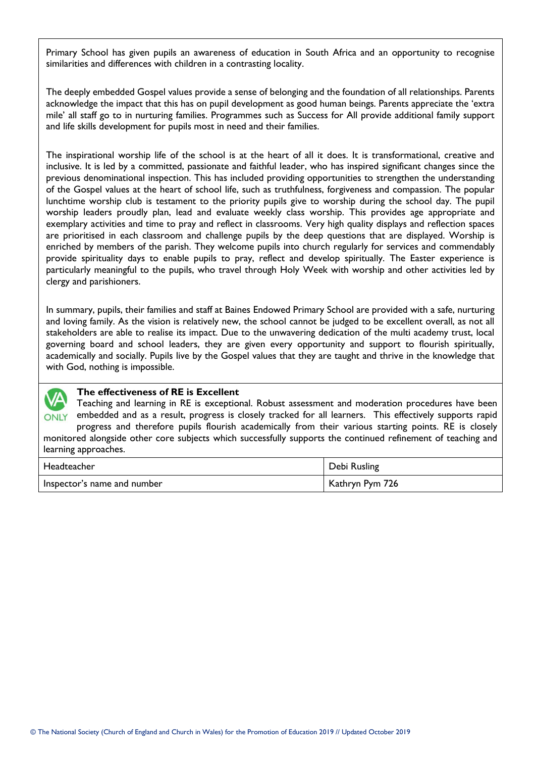Primary School has given pupils an awareness of education in South Africa and an opportunity to recognise similarities and differences with children in a contrasting locality.

The deeply embedded Gospel values provide a sense of belonging and the foundation of all relationships. Parents acknowledge the impact that this has on pupil development as good human beings. Parents appreciate the 'extra mile' all staff go to in nurturing families. Programmes such as Success for All provide additional family support and life skills development for pupils most in need and their families.

The inspirational worship life of the school is at the heart of all it does. It is transformational, creative and inclusive. It is led by a committed, passionate and faithful leader, who has inspired significant changes since the previous denominational inspection. This has included providing opportunities to strengthen the understanding of the Gospel values at the heart of school life, such as truthfulness, forgiveness and compassion. The popular lunchtime worship club is testament to the priority pupils give to worship during the school day. The pupil worship leaders proudly plan, lead and evaluate weekly class worship. This provides age appropriate and exemplary activities and time to pray and reflect in classrooms. Very high quality displays and reflection spaces are prioritised in each classroom and challenge pupils by the deep questions that are displayed. Worship is enriched by members of the parish. They welcome pupils into church regularly for services and commendably provide spirituality days to enable pupils to pray, reflect and develop spiritually. The Easter experience is particularly meaningful to the pupils, who travel through Holy Week with worship and other activities led by clergy and parishioners.

In summary, pupils, their families and staff at Baines Endowed Primary School are provided with a safe, nurturing and loving family. As the vision is relatively new, the school cannot be judged to be excellent overall, as not all stakeholders are able to realise its impact. Due to the unwavering dedication of the multi academy trust, local governing board and school leaders, they are given every opportunity and support to flourish spiritually, academically and socially. Pupils live by the Gospel values that they are taught and thrive in the knowledge that with God, nothing is impossible.

VA ONLY

**The effectiveness of RE is Excellent**

Teaching and learning in RE is exceptional. Robust assessment and moderation procedures have been embedded and as a result, progress is closely tracked for all learners. This effectively supports rapid progress and therefore pupils flourish academically from their various starting points. RE is closely monitored alongside other core subjects which successfully supports the continued refinement of teaching and learning approaches.

| | |
|---|---|
| Headteacher | Debi Rusling |
| Inspector's name and number | Kathryn Pym 726 |